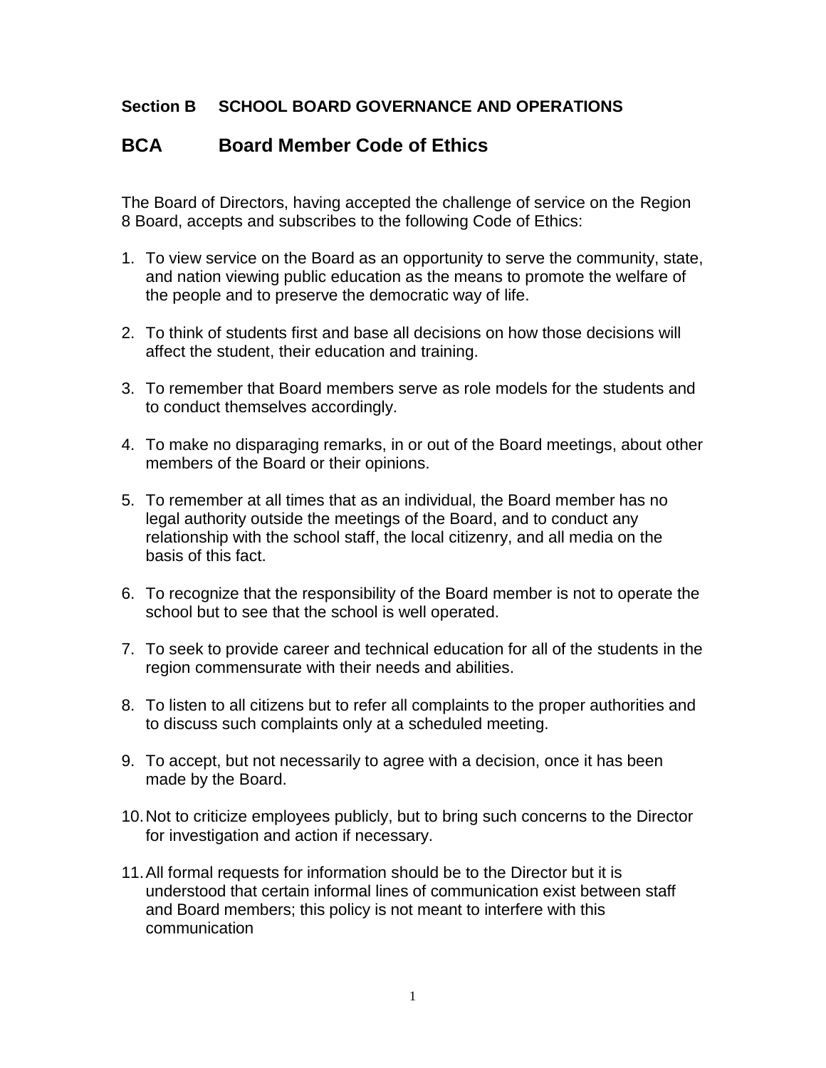## Section B SCHOOL BOARD GOVERNANCE AND OPERATIONS

# BCA Board Member Code of Ethics

The Board of Directors, having accepted the challenge of service on the Region 8 Board, accepts and subscribes to the following Code of Ethics:

1. To view service on the Board as an opportunity to serve the community, state, and nation viewing public education as the means to promote the welfare of the people and to preserve the democratic way of life.

2. To think of students first and base all decisions on how those decisions will affect the student, their education and training.

3. To remember that Board members serve as role models for the students and to conduct themselves accordingly.

4. To make no disparaging remarks, in or out of the Board meetings, about other members of the Board or their opinions.

5. To remember at all times that as an individual, the Board member has no legal authority outside the meetings of the Board, and to conduct any relationship with the school staff, the local citizenry, and all media on the basis of this fact.

6. To recognize that the responsibility of the Board member is not to operate the school but to see that the school is well operated.

7. To seek to provide career and technical education for all of the students in the region commensurate with their needs and abilities.

8. To listen to all citizens but to refer all complaints to the proper authorities and to discuss such complaints only at a scheduled meeting.

9. To accept, but not necessarily to agree with a decision, once it has been made by the Board.

10. Not to criticize employees publicly, but to bring such concerns to the Director for investigation and action if necessary.

11. All formal requests for information should be to the Director but it is understood that certain informal lines of communication exist between staff and Board members; this policy is not meant to interfere with this communication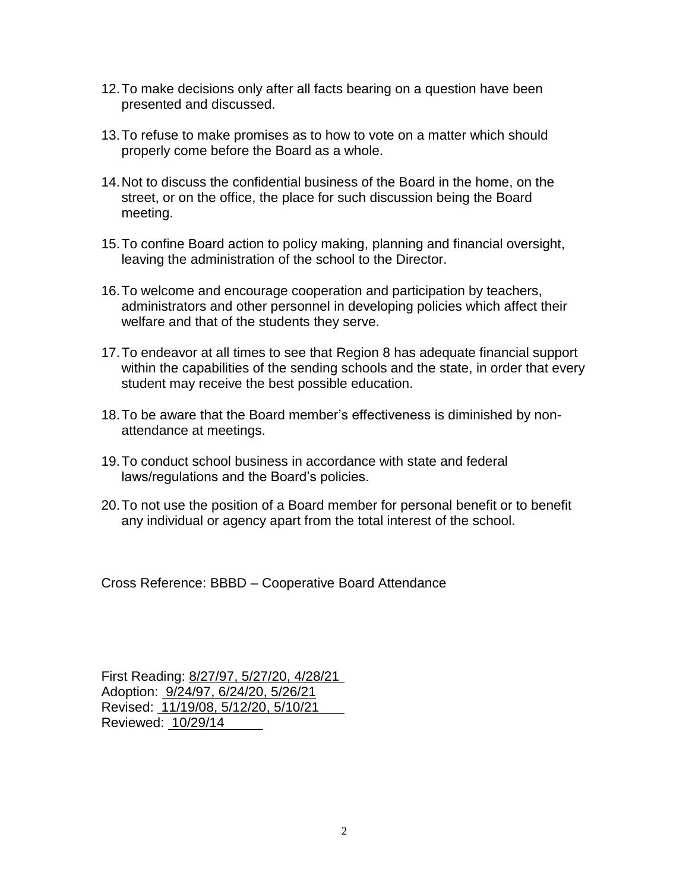12. To make decisions only after all facts bearing on a question have been presented and discussed.

13. To refuse to make promises as to how to vote on a matter which should properly come before the Board as a whole.

14. Not to discuss the confidential business of the Board in the home, on the street, or on the office, the place for such discussion being the Board meeting.

15. To confine Board action to policy making, planning and financial oversight, leaving the administration of the school to the Director.

16. To welcome and encourage cooperation and participation by teachers, administrators and other personnel in developing policies which affect their welfare and that of the students they serve.

17. To endeavor at all times to see that Region 8 has adequate financial support within the capabilities of the sending schools and the state, in order that every student may receive the best possible education.

18. To be aware that the Board member's effectiveness is diminished by non-attendance at meetings.

19. To conduct school business in accordance with state and federal laws/regulations and the Board's policies.

20. To not use the position of a Board member for personal benefit or to benefit any individual or agency apart from the total interest of the school.

Cross Reference: BBBD – Cooperative Board Attendance

First Reading: 8/27/97, 5/27/20, 4/28/21
Adoption: 9/24/97, 6/24/20, 5/26/21
Revised: 11/19/08, 5/12/20, 5/10/21
Reviewed: 10/29/14